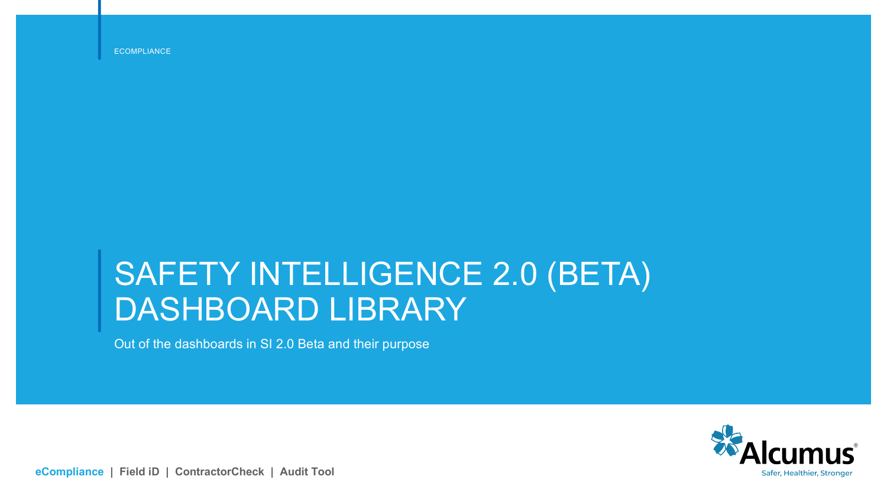ECOMPLIANCE

# SAFETY INTELLIGENCE 2.0 (BETA) DASHBOARD LIBRARY

Out of the dashboards in SI 2.0 Beta and their purpose

**eCompliance | Field iD | ContractorCheck | Audit Tool**

Alcumus®

Safer, Healthier, Stronger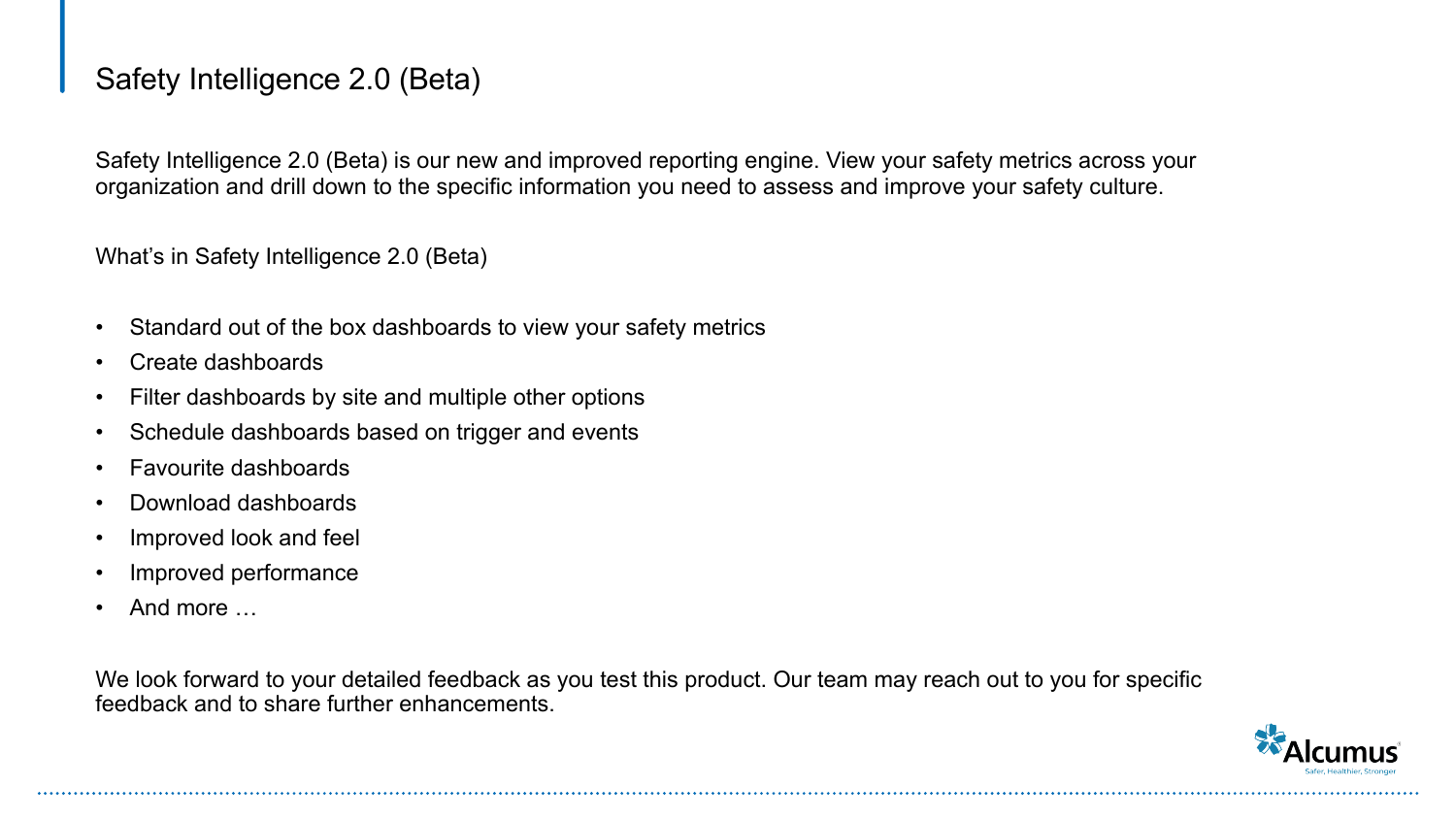# Safety Intelligence 2.0 (Beta)

Safety Intelligence 2.0 (Beta) is our new and improved reporting engine. View your safety metrics across your organization and drill down to the specific information you need to assess and improve your safety culture.

What's in Safety Intelligence 2.0 (Beta)

- Standard out of the box dashboards to view your safety metrics
- Create dashboards
- Filter dashboards by site and multiple other options
- Schedule dashboards based on trigger and events
- Favourite dashboards
- Download dashboards
- Improved look and feel
- Improved performance
- And more …

We look forward to your detailed feedback as you test this product. Our team may reach out to you for specific feedback and to share further enhancements.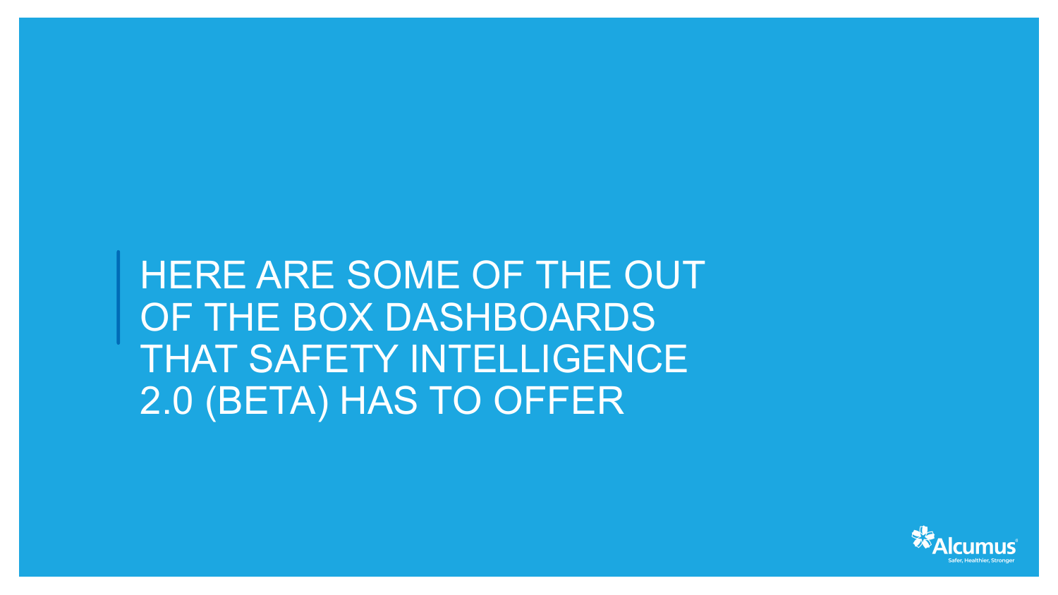# HERE ARE SOME OF THE OUT OF THE BOX DASHBOARDS THAT SAFETY INTELLIGENCE 2.0 (BETA) HAS TO OFFER

Alcumus

Safer, Healthier, Stronger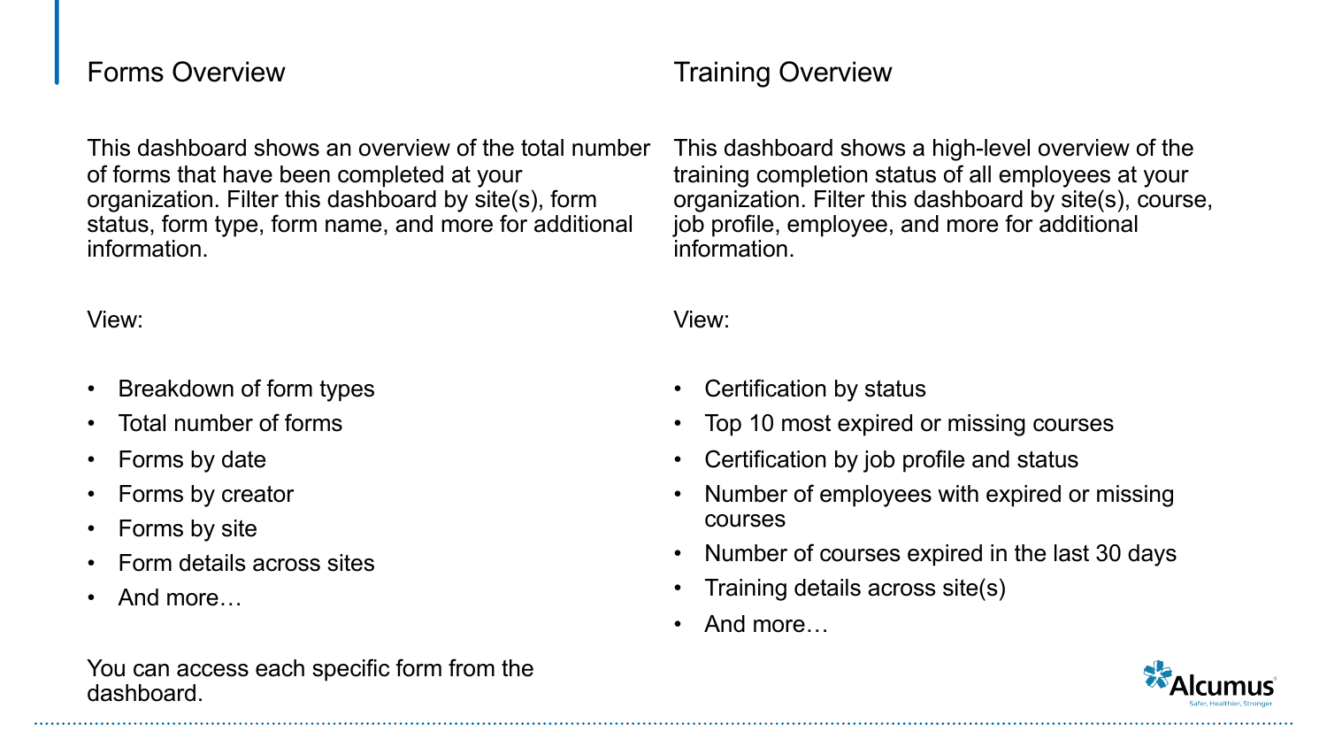## Forms Overview

This dashboard shows an overview of the total number of forms that have been completed at your organization. Filter this dashboard by site(s), form status, form type, form name, and more for additional information.

View:

- Breakdown of form types
- Total number of forms
- Forms by date
- Forms by creator
- Forms by site
- Form details across sites
- And more…

You can access each specific form from the dashboard.

## Training Overview

This dashboard shows a high-level overview of the training completion status of all employees at your organization. Filter this dashboard by site(s), course, job profile, employee, and more for additional information.

View:

- Certification by status
- Top 10 most expired or missing courses
- Certification by job profile and status
- Number of employees with expired or missing courses
- Number of courses expired in the last 30 days
- Training details across site(s)
- And more…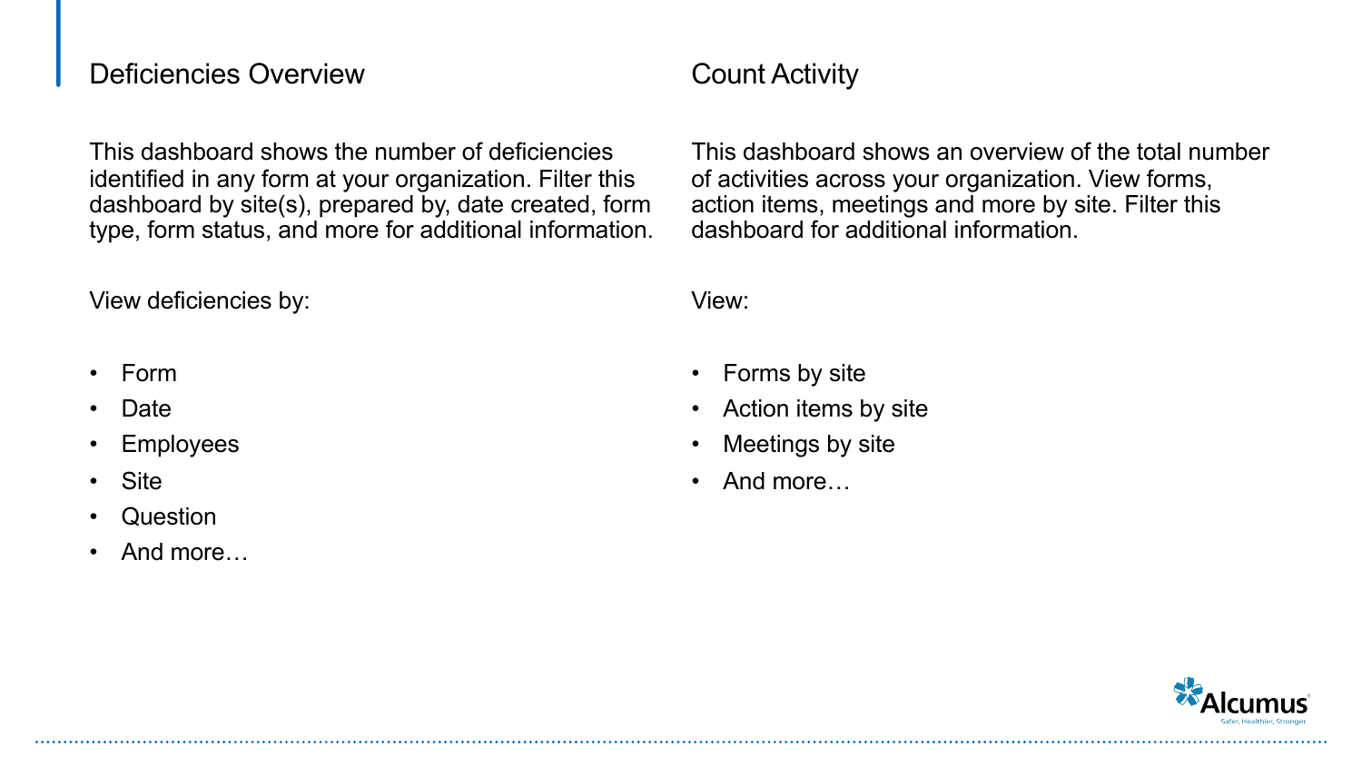## Deficiencies Overview

This dashboard shows the number of deficiencies identified in any form at your organization. Filter this dashboard by site(s), prepared by, date created, form type, form status, and more for additional information.

View deficiencies by:

- Form
- Date
- Employees
- Site
- Question
- And more…

## Count Activity

This dashboard shows an overview of the total number of activities across your organization. View forms, action items, meetings and more by site. Filter this dashboard for additional information.

View:

- Forms by site
- Action items by site
- Meetings by site
- And more…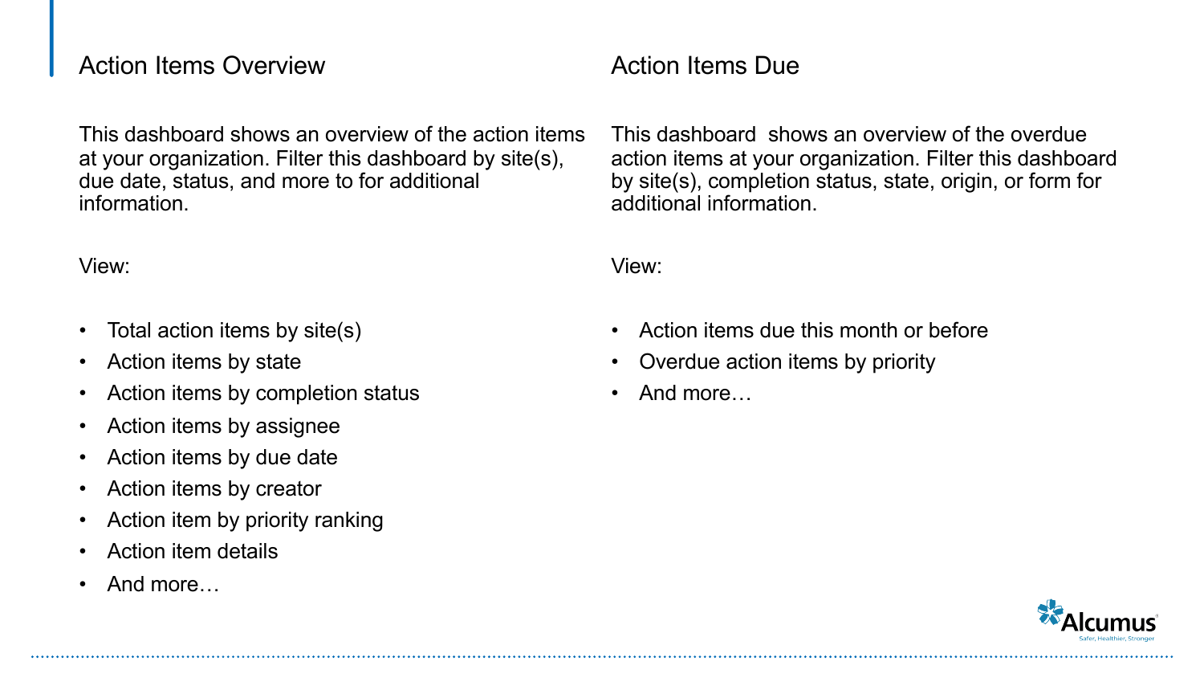## Action Items Overview

This dashboard shows an overview of the action items at your organization. Filter this dashboard by site(s), due date, status, and more to for additional information.

View:

- Total action items by site(s)
- Action items by state
- Action items by completion status
- Action items by assignee
- Action items by due date
- Action items by creator
- Action item by priority ranking
- Action item details
- And more…

## Action Items Due

This dashboard  shows an overview of the overdue action items at your organization. Filter this dashboard by site(s), completion status, state, origin, or form for additional information.

View:

- Action items due this month or before
- Overdue action items by priority
- And more…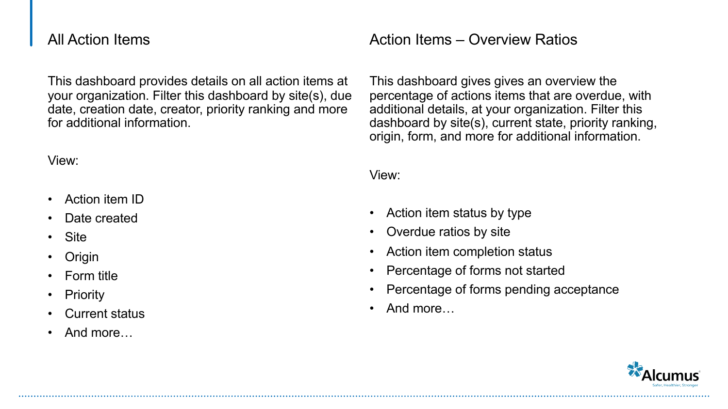## All Action Items

This dashboard provides details on all action items at your organization. Filter this dashboard by site(s), due date, creation date, creator, priority ranking and more for additional information.

View:

- Action item ID
- Date created
- Site
- Origin
- Form title
- Priority
- Current status
- And more…

## Action Items – Overview Ratios

This dashboard gives gives an overview the percentage of actions items that are overdue, with additional details, at your organization. Filter this dashboard by site(s), current state, priority ranking, origin, form, and more for additional information.

View:

- Action item status by type
- Overdue ratios by site
- Action item completion status
- Percentage of forms not started
- Percentage of forms pending acceptance
- And more…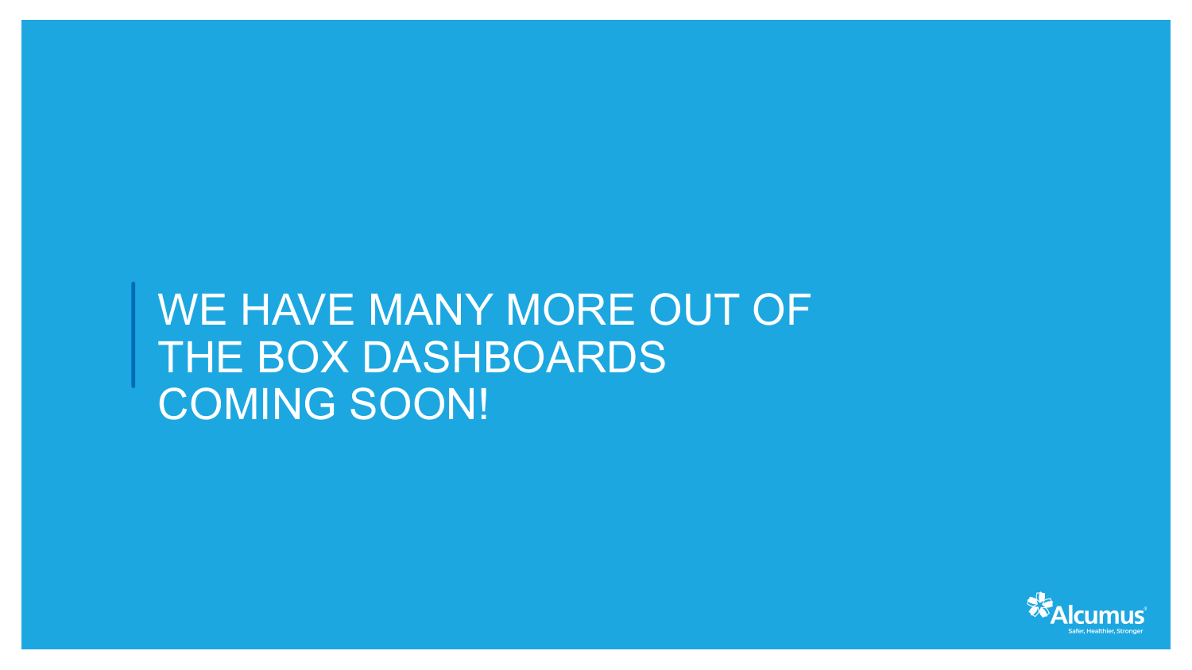# WE HAVE MANY MORE OUT OF THE BOX DASHBOARDS COMING SOON!

Alcumus
Safer, Healthier, Stronger